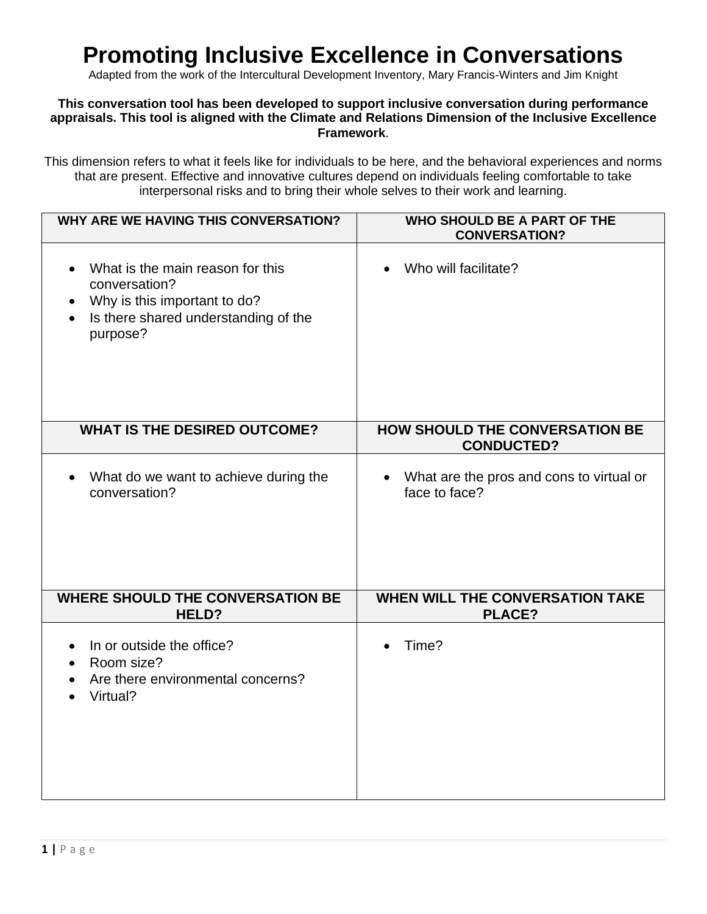# Promoting Inclusive Excellence in Conversations

Adapted from the work of the Intercultural Development Inventory, Mary Francis-Winters and Jim Knight

**This conversation tool has been developed to support inclusive conversation during performance appraisals. This tool is aligned with the Climate and Relations Dimension of the Inclusive Excellence Framework**.

This dimension refers to what it feels like for individuals to be here, and the behavioral experiences and norms that are present. Effective and innovative cultures depend on individuals feeling comfortable to take interpersonal risks and to bring their whole selves to their work and learning.

| WHY ARE WE HAVING THIS CONVERSATION? | WHO SHOULD BE A PART OF THE CONVERSATION? |
| --- | --- |
| • What is the main reason for this conversation?<br>• Why is this important to do?<br>• Is there shared understanding of the purpose? | • Who will facilitate? |
| **WHAT IS THE DESIRED OUTCOME?** | **HOW SHOULD THE CONVERSATION BE CONDUCTED?** |
| • What do we want to achieve during the conversation? | • What are the pros and cons to virtual or face to face? |
| **WHERE SHOULD THE CONVERSATION BE HELD?** | **WHEN WILL THE CONVERSATION TAKE PLACE?** |
| • In or outside the office?<br>• Room size?<br>• Are there environmental concerns?<br>• Virtual? | • Time? |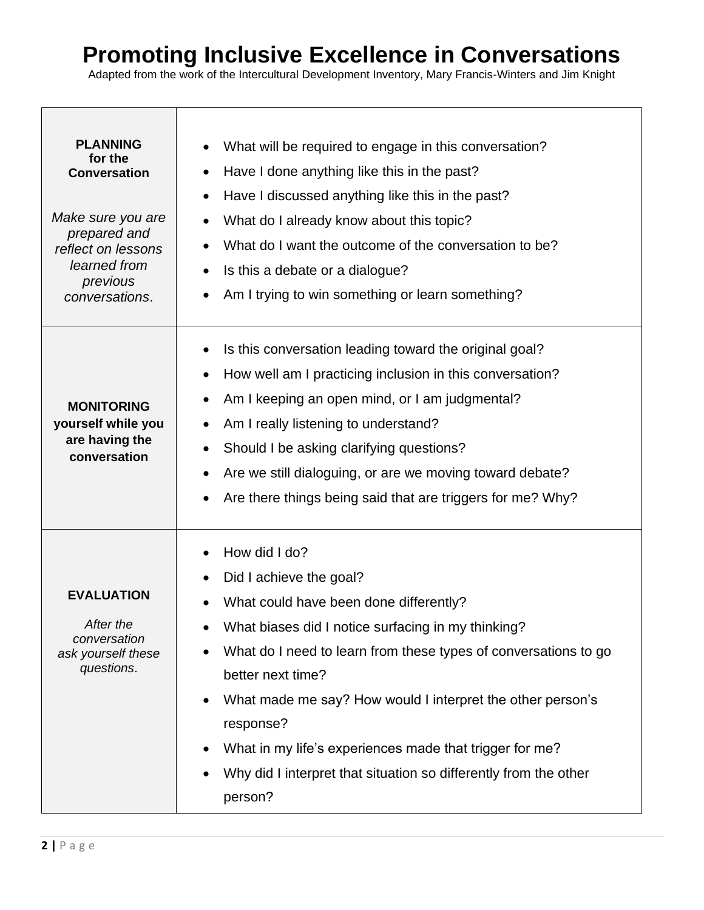# Promoting Inclusive Excellence in Conversations

Adapted from the work of the Intercultural Development Inventory, Mary Francis-Winters and Jim Knight

| | |
|---|---|
| **PLANNING for the Conversation**<br><br>*Make sure you are prepared and reflect on lessons learned from previous conversations*. | • What will be required to engage in this conversation?<br>• Have I done anything like this in the past?<br>• Have I discussed anything like this in the past?<br>• What do I already know about this topic?<br>• What do I want the outcome of the conversation to be?<br>• Is this a debate or a dialogue?<br>• Am I trying to win something or learn something? |
| **MONITORING yourself while you are having the conversation** | • Is this conversation leading toward the original goal?<br>• How well am I practicing inclusion in this conversation?<br>• Am I keeping an open mind, or I am judgmental?<br>• Am I really listening to understand?<br>• Should I be asking clarifying questions?<br>• Are we still dialoguing, or are we moving toward debate?<br>• Are there things being said that are triggers for me? Why? |
| **EVALUATION**<br><br>*After the conversation ask yourself these questions*. | • How did I do?<br>• Did I achieve the goal?<br>• What could have been done differently?<br>• What biases did I notice surfacing in my thinking?<br>• What do I need to learn from these types of conversations to go better next time?<br>• What made me say? How would I interpret the other person's response?<br>• What in my life's experiences made that trigger for me?<br>• Why did I interpret that situation so differently from the other person? |